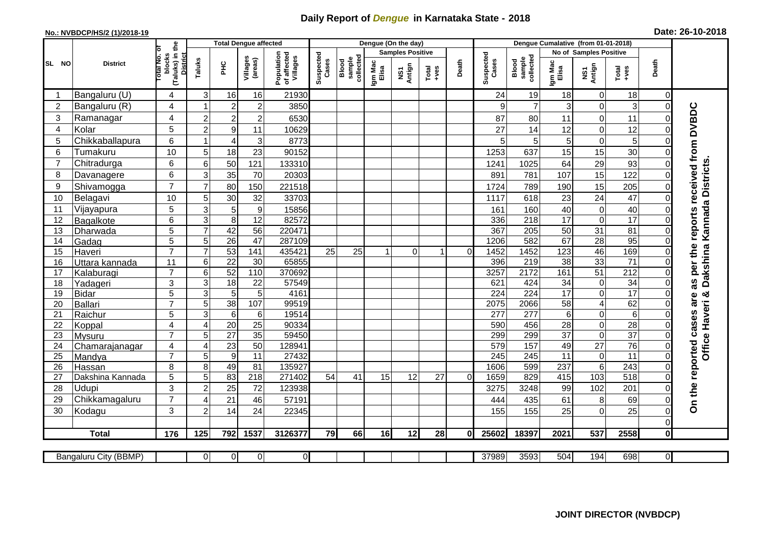# Daily Report of *Dengue* in Karnataka State - 2018

**No.: NVBDCP/HS/2 (1)/2018-19**

**Date: 26-10-2018**

| SL NO | District | Total No. of blocks (Taluks) in the District | Total Dengue affected | | | | Dengue (On the day) | | | | | | | Dengue Cumalative (from 01-01-2018) | | | | | | | |
|---|---|---|---|---|---|---|---|---|---|---|---|---|---|---|---|---|---|---|---|---|
| | | | Taluks | PHC | Villages (areas) | Population of affected Villages | Suspected Cases | Blood sample collected | Samples Positive | | | Death | Suspected Cases | Blood sample collected | No of Samples Positive | | | Death | |
| | | | | | | | | | Igm Mac Elisa | NS1 Antign | Total +ves | | | | Igm Mac Elisa | NS1 Antign | Total +ves | | |
| 1 | Bangaluru (U) | 4 | 3 | 16 | 16 | 21930 | | | | | | | 24 | 19 | 18 | 0 | 18 | 0 | On the reported cases are as per the reports received from DVBDC Office Haveri & Dakshina Kannada Districts. |
| 2 | Bangaluru (R) | 4 | 1 | 2 | 2 | 3850 | | | | | | | 9 | 7 | 3 | 0 | 3 | 0 | |
| 3 | Ramanagar | 4 | 2 | 2 | 2 | 6530 | | | | | | | 87 | 80 | 11 | 0 | 11 | 0 | |
| 4 | Kolar | 5 | 2 | 9 | 11 | 10629 | | | | | | | 27 | 14 | 12 | 0 | 12 | 0 | |
| 5 | Chikkaballapura | 6 | 1 | 4 | 3 | 8773 | | | | | | | 5 | 5 | 5 | 0 | 5 | 0 | |
| 6 | Tumakuru | 10 | 5 | 18 | 23 | 90152 | | | | | | | 1253 | 637 | 15 | 15 | 30 | 0 | |
| 7 | Chitradurga | 6 | 6 | 50 | 121 | 133310 | | | | | | | 1241 | 1025 | 64 | 29 | 93 | 0 | |
| 8 | Davanagere | 6 | 3 | 35 | 70 | 20303 | | | | | | | 891 | 781 | 107 | 15 | 122 | 0 | |
| 9 | Shivamogga | 7 | 7 | 80 | 150 | 221518 | | | | | | | 1724 | 789 | 190 | 15 | 205 | 0 | |
| 10 | Belagavi | 10 | 5 | 30 | 32 | 33703 | | | | | | | 1117 | 618 | 23 | 24 | 47 | 0 | |
| 11 | Vijayapura | 5 | 3 | 5 | 9 | 15856 | | | | | | | 161 | 160 | 40 | 0 | 40 | 0 | |
| 12 | Bagalkote | 6 | 3 | 8 | 12 | 82572 | | | | | | | 336 | 218 | 17 | 0 | 17 | 0 | |
| 13 | Dharwada | 5 | 7 | 42 | 56 | 220471 | | | | | | | 367 | 205 | 50 | 31 | 81 | 0 | |
| 14 | Gadag | 5 | 5 | 26 | 47 | 287109 | | | | | | | 1206 | 582 | 67 | 28 | 95 | 0 | |
| 15 | Haveri | 7 | 7 | 53 | 141 | 435421 | 25 | 25 | 1 | 0 | 1 | 0 | 1452 | 1452 | 123 | 46 | 169 | 0 | |
| 16 | Uttara kannada | 11 | 6 | 22 | 30 | 65855 | | | | | | | 396 | 219 | 38 | 33 | 71 | 0 | |
| 17 | Kalaburagi | 7 | 6 | 52 | 110 | 370692 | | | | | | | 3257 | 2172 | 161 | 51 | 212 | 0 | |
| 18 | Yadageri | 3 | 3 | 18 | 22 | 57549 | | | | | | | 621 | 424 | 34 | 0 | 34 | 0 | |
| 19 | Bidar | 5 | 3 | 5 | 5 | 4161 | | | | | | | 224 | 224 | 17 | 0 | 17 | 0 | |
| 20 | Ballari | 7 | 5 | 38 | 107 | 99519 | | | | | | | 2075 | 2066 | 58 | 4 | 62 | 0 | |
| 21 | Raichur | 5 | 3 | 6 | 6 | 19514 | | | | | | | 277 | 277 | 6 | 0 | 6 | 0 | |
| 22 | Koppal | 4 | 4 | 20 | 25 | 90334 | | | | | | | 590 | 456 | 28 | 0 | 28 | 0 | |
| 23 | Mysuru | 7 | 5 | 27 | 35 | 59450 | | | | | | | 299 | 299 | 37 | 0 | 37 | 0 | |
| 24 | Chamarajanagar | 4 | 4 | 23 | 50 | 128941 | | | | | | | 579 | 157 | 49 | 27 | 76 | 0 | |
| 25 | Mandya | 7 | 5 | 9 | 11 | 27432 | | | | | | | 245 | 245 | 11 | 0 | 11 | 0 | |
| 26 | Hassan | 8 | 8 | 49 | 81 | 135927 | | | | | | | 1606 | 599 | 237 | 6 | 243 | 0 | |
| 27 | Dakshina Kannada | 5 | 5 | 83 | 218 | 271402 | 54 | 41 | 15 | 12 | 27 | 0 | 1659 | 829 | 415 | 103 | 518 | 0 | |
| 28 | Udupi | 3 | 2 | 25 | 72 | 123938 | | | | | | | 3275 | 3248 | 99 | 102 | 201 | 0 | |
| 29 | Chikkamagaluru | 7 | 4 | 21 | 46 | 57191 | | | | | | | 444 | 435 | 61 | 8 | 69 | 0 | |
| 30 | Kodagu | 3 | 2 | 14 | 24 | 22345 | | | | | | | 155 | 155 | 25 | 0 | 25 | 0 | |
| | | | | | | | | | | | | | | | | | | 0 | |
| | **Total** | **176** | **125** | **792** | **1537** | **3126377** | **79** | **66** | **16** | **12** | **28** | **0** | **25602** | **18397** | **2021** | **537** | **2558** | **0** | |

| Bangaluru City (BBMP) | | 0 | 0 | 0 | 0 | | | | | | | 37989 | 3593 | 504 | 194 | 698 | 0 | |
|---|---|---|---|---|---|---|---|---|---|---|---|---|---|---|---|---|---|---|

**JOINT DIRECTOR (NVBDCP)**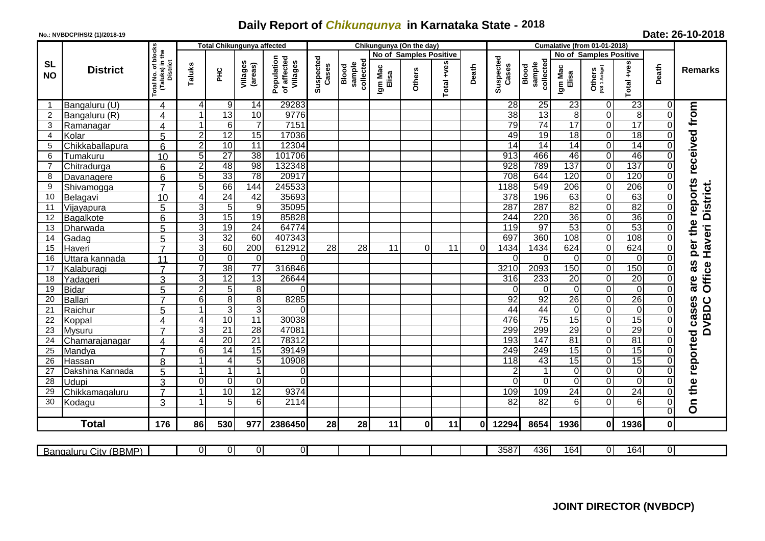# Daily Report of *Chikungunya* in Karnataka State - 2018

**No.: NVBDCP/HS/2 (1)/2018-19**

**Date: 26-10-2018**

| SL NO | District | Total No. of blocks (Taluks) in the District | Total Chikungunya affected | | | | Chikungunya (On the day) | | | | | | | Cumalative (from 01-01-2018) | | | | | | | Remarks |
|---|---|---|---|---|---|---|---|---|---|---|---|---|---|---|---|---|---|---|---|---|---|
| | | | | | | | | | No of Samples Positive | | | | | | | No of Samples Positive | | | | | |
| | | | Taluks | PHC | Villages (areas) | Population of affected Villages | Suspected Cases | Blood sample collected | Igm Mac Elisa | Others | Total +ves | Death | Suspected Cases | Blood sample collected | Igm Mac Elisa | Others (NS 1 Antign) | Total +ves | Death | |
| 1 | Bangaluru (U) | 4 | 4 | 9 | 14 | 29283 | | | | | | | 28 | 25 | 23 | 0 | 23 | 0 | On the reported cases are as per the reports received from DVBDC Office Haveri District. |
| 2 | Bangaluru (R) | 4 | 1 | 13 | 10 | 9776 | | | | | | | 38 | 13 | 8 | 0 | 8 | 0 | |
| 3 | Ramanagar | 4 | 1 | 6 | 7 | 7151 | | | | | | | 79 | 74 | 17 | 0 | 17 | 0 | |
| 4 | Kolar | 5 | 2 | 12 | 15 | 17036 | | | | | | | 49 | 19 | 18 | 0 | 18 | 0 | |
| 5 | Chikkaballapura | 6 | 2 | 10 | 11 | 12304 | | | | | | | 14 | 14 | 14 | 0 | 14 | 0 | |
| 6 | Tumakuru | 10 | 5 | 27 | 38 | 101706 | | | | | | | 913 | 466 | 46 | 0 | 46 | 0 | |
| 7 | Chitradurga | 6 | 2 | 48 | 98 | 132348 | | | | | | | 928 | 789 | 137 | 0 | 137 | 0 | |
| 8 | Davanagere | 6 | 5 | 33 | 78 | 20917 | | | | | | | 708 | 644 | 120 | 0 | 120 | 0 | |
| 9 | Shivamogga | 7 | 5 | 66 | 144 | 245533 | | | | | | | 1188 | 549 | 206 | 0 | 206 | 0 | |
| 10 | Belagavi | 10 | 4 | 24 | 42 | 35693 | | | | | | | 378 | 196 | 63 | 0 | 63 | 0 | |
| 11 | Vijayapura | 5 | 3 | 5 | 9 | 35095 | | | | | | | 287 | 287 | 82 | 0 | 82 | 0 | |
| 12 | Bagalkote | 6 | 3 | 15 | 19 | 85828 | | | | | | | 244 | 220 | 36 | 0 | 36 | 0 | |
| 13 | Dharwada | 5 | 3 | 19 | 24 | 64774 | | | | | | | 119 | 97 | 53 | 0 | 53 | 0 | |
| 14 | Gadag | 5 | 3 | 32 | 60 | 407343 | | | | | | | 697 | 360 | 108 | 0 | 108 | 0 | |
| 15 | Haveri | 7 | 3 | 60 | 200 | 612912 | 28 | 28 | 11 | 0 | 11 | 0 | 1434 | 1434 | 624 | 0 | 624 | 0 | |
| 16 | Uttara kannada | 11 | 0 | 0 | 0 | 0 | | | | | | | 0 | 0 | 0 | 0 | 0 | 0 | |
| 17 | Kalaburagi | 7 | 7 | 38 | 77 | 316846 | | | | | | | 3210 | 2093 | 150 | 0 | 150 | 0 | |
| 18 | Yadageri | 3 | 3 | 12 | 13 | 26644 | | | | | | | 316 | 233 | 20 | 0 | 20 | 0 | |
| 19 | Bidar | 5 | 2 | 5 | 8 | 0 | | | | | | | 0 | 0 | 0 | 0 | 0 | 0 | |
| 20 | Ballari | 7 | 6 | 8 | 8 | 8285 | | | | | | | 92 | 92 | 26 | 0 | 26 | 0 | |
| 21 | Raichur | 5 | 1 | 3 | 3 | 0 | | | | | | | 44 | 44 | 0 | 0 | 0 | 0 | |
| 22 | Koppal | 4 | 4 | 10 | 11 | 30038 | | | | | | | 476 | 75 | 15 | 0 | 15 | 0 | |
| 23 | Mysuru | 7 | 3 | 21 | 28 | 47081 | | | | | | | 299 | 299 | 29 | 0 | 29 | 0 | |
| 24 | Chamarajanagar | 4 | 4 | 20 | 21 | 78312 | | | | | | | 193 | 147 | 81 | 0 | 81 | 0 | |
| 25 | Mandya | 7 | 6 | 14 | 15 | 39149 | | | | | | | 249 | 249 | 15 | 0 | 15 | 0 | |
| 26 | Hassan | 8 | 1 | 4 | 5 | 10908 | | | | | | | 118 | 43 | 15 | 0 | 15 | 0 | |
| 27 | Dakshina Kannada | 5 | 1 | 1 | 1 | 0 | | | | | | | 2 | 1 | 0 | 0 | 0 | 0 | |
| 28 | Udupi | 3 | 0 | 0 | 0 | 0 | | | | | | | 0 | 0 | 0 | 0 | 0 | 0 | |
| 29 | Chikkamagaluru | 7 | 1 | 10 | 12 | 9374 | | | | | | | 109 | 109 | 24 | 0 | 24 | 0 | |
| 30 | Kodagu | 3 | 1 | 5 | 6 | 2114 | | | | | | | 82 | 82 | 6 | 0 | 6 | 0 | |
| | | | | | | | | | | | | | | | | | | 0 | |
| | **Total** | **176** | **86** | **530** | **977** | **2386450** | **28** | **28** | **11** | **0** | **11** | **0** | **12294** | **8654** | **1936** | **0** | **1936** | **0** | |

| | | | | | | | | | | | | | | | | | | |
|---|---|---|---|---|---|---|---|---|---|---|---|---|---|---|---|---|---|---|
| Bangaluru City (BBMP) | | 0 | 0 | 0 | 0 | | | | | | | 3587 | 436 | 164 | 0 | 164 | 0 | |

**JOINT DIRECTOR (NVBDCP)**